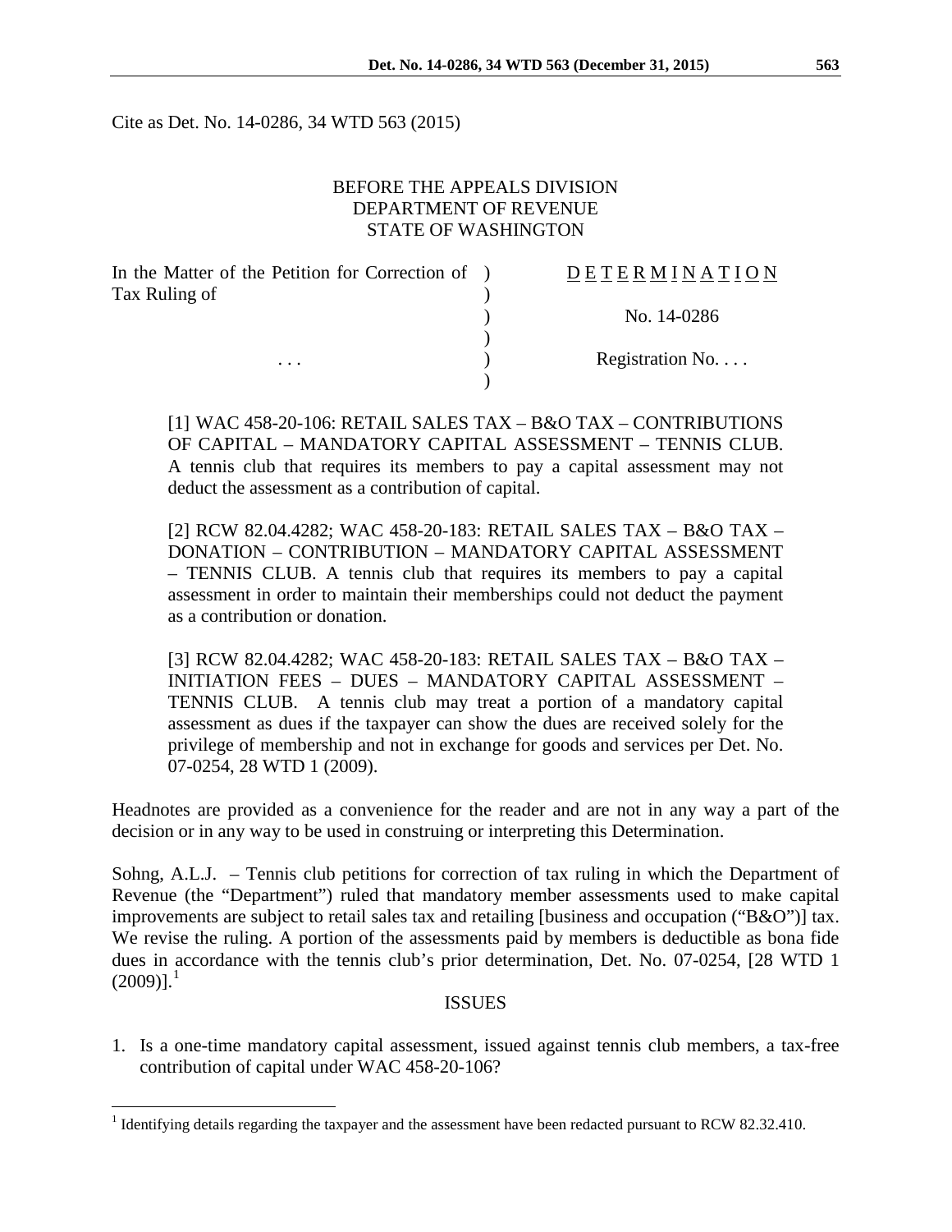Cite as Det. No. 14-0286, 34 WTD 563 (2015)

BEFORE THE APPEALS DIVISION
DEPARTMENT OF REVENUE
STATE OF WASHINGTON

| In the Matter of the Petition for Correction of Tax Ruling of | ) | D E T E R M I N A T I O N |
|---|---|---|
| | ) | No. 14-0286 |
| . . . | ) | Registration No. . . . |

[1] WAC 458-20-106: RETAIL SALES TAX – B&O TAX – CONTRIBUTIONS OF CAPITAL – MANDATORY CAPITAL ASSESSMENT – TENNIS CLUB. A tennis club that requires its members to pay a capital assessment may not deduct the assessment as a contribution of capital.

[2] RCW 82.04.4282; WAC 458-20-183: RETAIL SALES TAX – B&O TAX – DONATION – CONTRIBUTION – MANDATORY CAPITAL ASSESSMENT – TENNIS CLUB. A tennis club that requires its members to pay a capital assessment in order to maintain their memberships could not deduct the payment as a contribution or donation.

[3] RCW 82.04.4282; WAC 458-20-183: RETAIL SALES TAX – B&O TAX – INITIATION FEES – DUES – MANDATORY CAPITAL ASSESSMENT – TENNIS CLUB. A tennis club may treat a portion of a mandatory capital assessment as dues if the taxpayer can show the dues are received solely for the privilege of membership and not in exchange for goods and services per Det. No. 07-0254, 28 WTD 1 (2009).

Headnotes are provided as a convenience for the reader and are not in any way a part of the decision or in any way to be used in construing or interpreting this Determination.

Sohng, A.L.J. – Tennis club petitions for correction of tax ruling in which the Department of Revenue (the "Department") ruled that mandatory member assessments used to make capital improvements are subject to retail sales tax and retailing [business and occupation ("B&O")] tax. We revise the ruling. A portion of the assessments paid by members is deductible as bona fide dues in accordance with the tennis club's prior determination, Det. No. 07-0254, [28 WTD 1 (2009)].[1]

## ISSUES

1. Is a one-time mandatory capital assessment, issued against tennis club members, a tax-free contribution of capital under WAC 458-20-106?

---

[1] Identifying details regarding the taxpayer and the assessment have been redacted pursuant to RCW 82.32.410.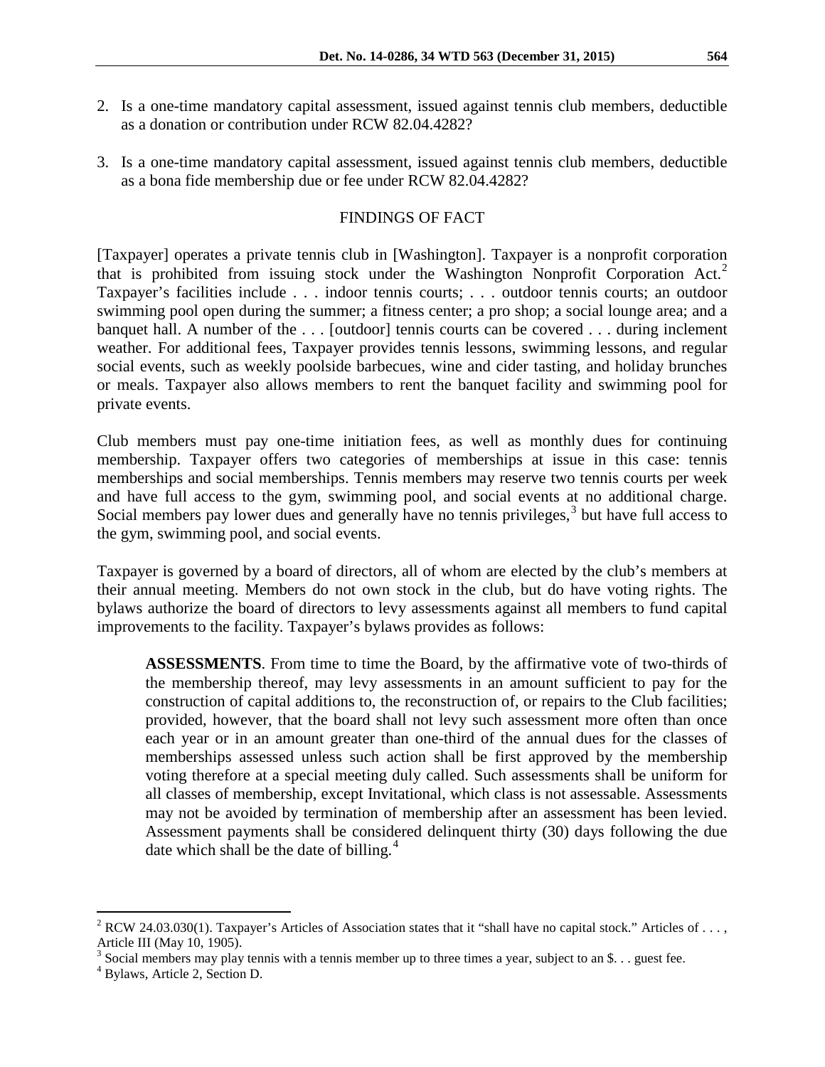2. Is a one-time mandatory capital assessment, issued against tennis club members, deductible as a donation or contribution under RCW 82.04.4282?

3. Is a one-time mandatory capital assessment, issued against tennis club members, deductible as a bona fide membership due or fee under RCW 82.04.4282?

## FINDINGS OF FACT

[Taxpayer] operates a private tennis club in [Washington]. Taxpayer is a nonprofit corporation that is prohibited from issuing stock under the Washington Nonprofit Corporation Act.[2] Taxpayer's facilities include . . . indoor tennis courts; . . . outdoor tennis courts; an outdoor swimming pool open during the summer; a fitness center; a pro shop; a social lounge area; and a banquet hall. A number of the . . . [outdoor] tennis courts can be covered . . . during inclement weather. For additional fees, Taxpayer provides tennis lessons, swimming lessons, and regular social events, such as weekly poolside barbecues, wine and cider tasting, and holiday brunches or meals. Taxpayer also allows members to rent the banquet facility and swimming pool for private events.

Club members must pay one-time initiation fees, as well as monthly dues for continuing membership. Taxpayer offers two categories of memberships at issue in this case: tennis memberships and social memberships. Tennis members may reserve two tennis courts per week and have full access to the gym, swimming pool, and social events at no additional charge. Social members pay lower dues and generally have no tennis privileges,[3] but have full access to the gym, swimming pool, and social events.

Taxpayer is governed by a board of directors, all of whom are elected by the club's members at their annual meeting. Members do not own stock in the club, but do have voting rights. The bylaws authorize the board of directors to levy assessments against all members to fund capital improvements to the facility. Taxpayer's bylaws provides as follows:

> **ASSESSMENTS**. From time to time the Board, by the affirmative vote of two-thirds of the membership thereof, may levy assessments in an amount sufficient to pay for the construction of capital additions to, the reconstruction of, or repairs to the Club facilities; provided, however, that the board shall not levy such assessment more often than once each year or in an amount greater than one-third of the annual dues for the classes of memberships assessed unless such action shall be first approved by the membership voting therefore at a special meeting duly called. Such assessments shall be uniform for all classes of membership, except Invitational, which class is not assessable. Assessments may not be avoided by termination of membership after an assessment has been levied. Assessment payments shall be considered delinquent thirty (30) days following the due date which shall be the date of billing.[4]

---

[2] RCW 24.03.030(1). Taxpayer's Articles of Association states that it "shall have no capital stock." Articles of . . . , Article III (May 10, 1905).

[3] Social members may play tennis with a tennis member up to three times a year, subject to an $. . . guest fee.

[4] Bylaws, Article 2, Section D.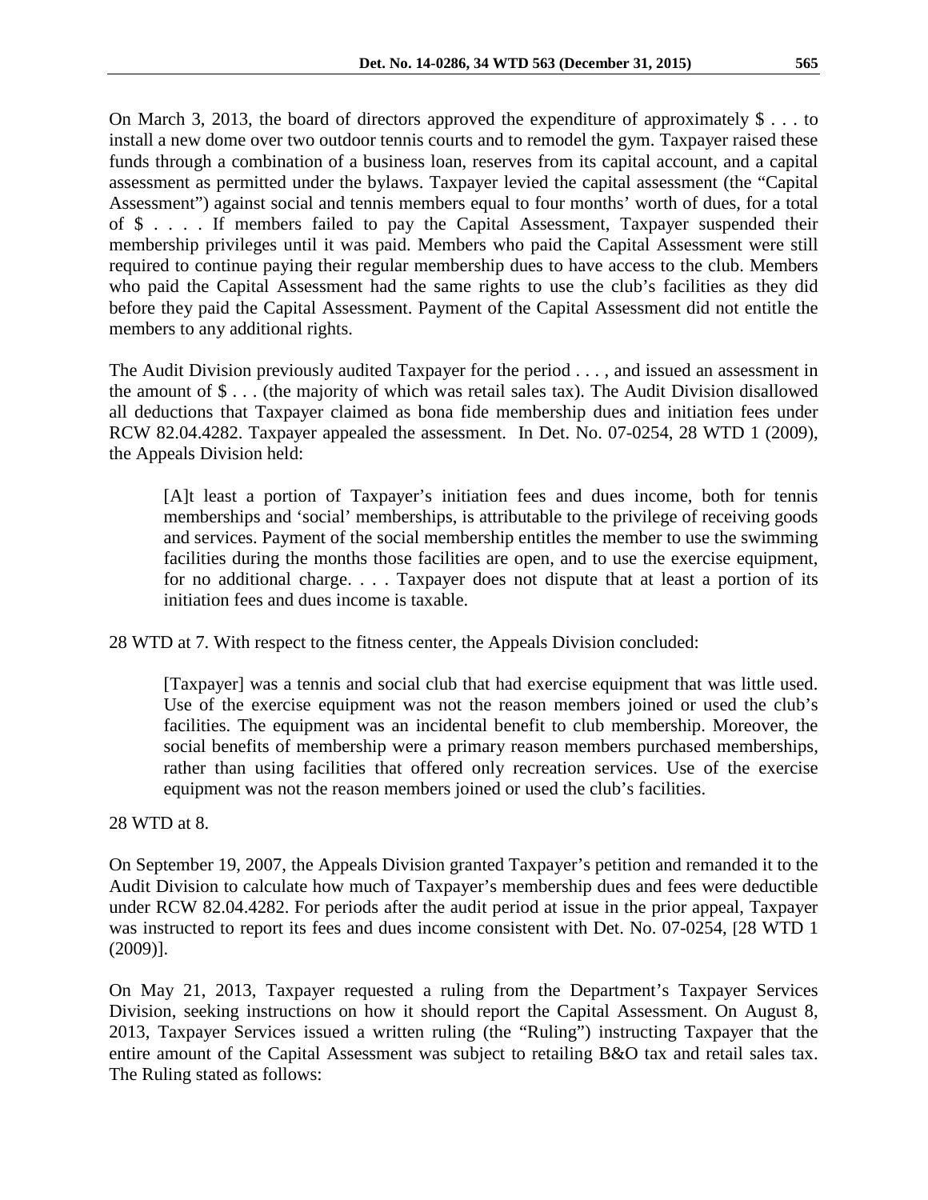On March 3, 2013, the board of directors approved the expenditure of approximately $ . . . to install a new dome over two outdoor tennis courts and to remodel the gym. Taxpayer raised these funds through a combination of a business loan, reserves from its capital account, and a capital assessment as permitted under the bylaws. Taxpayer levied the capital assessment (the "Capital Assessment") against social and tennis members equal to four months' worth of dues, for a total of $ . . . . If members failed to pay the Capital Assessment, Taxpayer suspended their membership privileges until it was paid. Members who paid the Capital Assessment were still required to continue paying their regular membership dues to have access to the club. Members who paid the Capital Assessment had the same rights to use the club's facilities as they did before they paid the Capital Assessment. Payment of the Capital Assessment did not entitle the members to any additional rights.

The Audit Division previously audited Taxpayer for the period . . . , and issued an assessment in the amount of $ . . . (the majority of which was retail sales tax). The Audit Division disallowed all deductions that Taxpayer claimed as bona fide membership dues and initiation fees under RCW 82.04.4282. Taxpayer appealed the assessment. In Det. No. 07-0254, 28 WTD 1 (2009), the Appeals Division held:

> [A]t least a portion of Taxpayer's initiation fees and dues income, both for tennis memberships and 'social' memberships, is attributable to the privilege of receiving goods and services. Payment of the social membership entitles the member to use the swimming facilities during the months those facilities are open, and to use the exercise equipment, for no additional charge. . . . Taxpayer does not dispute that at least a portion of its initiation fees and dues income is taxable.

28 WTD at 7. With respect to the fitness center, the Appeals Division concluded:

> [Taxpayer] was a tennis and social club that had exercise equipment that was little used. Use of the exercise equipment was not the reason members joined or used the club's facilities. The equipment was an incidental benefit to club membership. Moreover, the social benefits of membership were a primary reason members purchased memberships, rather than using facilities that offered only recreation services. Use of the exercise equipment was not the reason members joined or used the club's facilities.

28 WTD at 8.

On September 19, 2007, the Appeals Division granted Taxpayer's petition and remanded it to the Audit Division to calculate how much of Taxpayer's membership dues and fees were deductible under RCW 82.04.4282. For periods after the audit period at issue in the prior appeal, Taxpayer was instructed to report its fees and dues income consistent with Det. No. 07-0254, [28 WTD 1 (2009)].

On May 21, 2013, Taxpayer requested a ruling from the Department's Taxpayer Services Division, seeking instructions on how it should report the Capital Assessment. On August 8, 2013, Taxpayer Services issued a written ruling (the "Ruling") instructing Taxpayer that the entire amount of the Capital Assessment was subject to retailing B&O tax and retail sales tax. The Ruling stated as follows: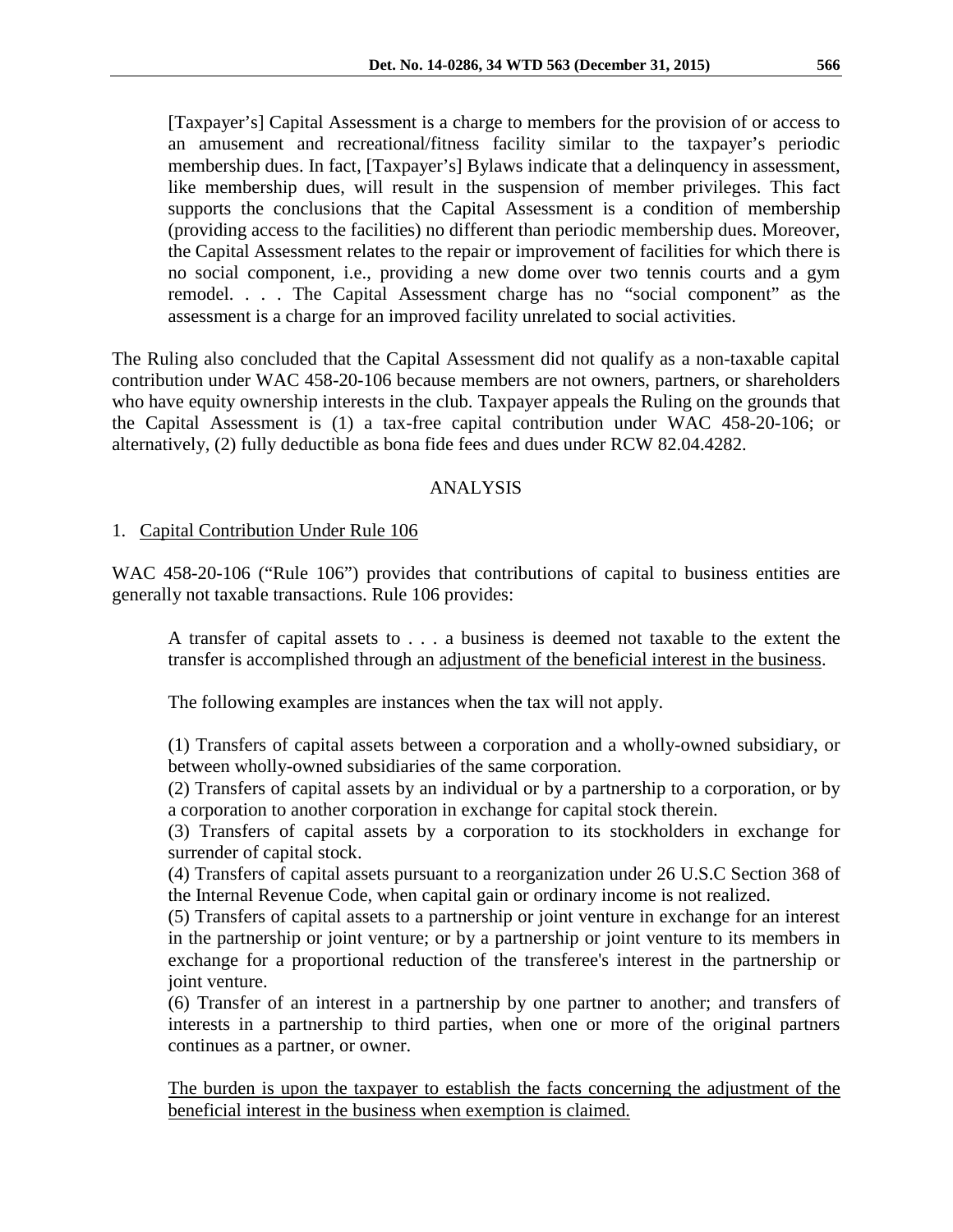> [Taxpayer's] Capital Assessment is a charge to members for the provision of or access to an amusement and recreational/fitness facility similar to the taxpayer's periodic membership dues. In fact, [Taxpayer's] Bylaws indicate that a delinquency in assessment, like membership dues, will result in the suspension of member privileges. This fact supports the conclusions that the Capital Assessment is a condition of membership (providing access to the facilities) no different than periodic membership dues. Moreover, the Capital Assessment relates to the repair or improvement of facilities for which there is no social component, i.e., providing a new dome over two tennis courts and a gym remodel. . . . The Capital Assessment charge has no "social component" as the assessment is a charge for an improved facility unrelated to social activities.

The Ruling also concluded that the Capital Assessment did not qualify as a non-taxable capital contribution under WAC 458-20-106 because members are not owners, partners, or shareholders who have equity ownership interests in the club. Taxpayer appeals the Ruling on the grounds that the Capital Assessment is (1) a tax-free capital contribution under WAC 458-20-106; or alternatively, (2) fully deductible as bona fide fees and dues under RCW 82.04.4282.

## ANALYSIS

1. <u>Capital Contribution Under Rule 106</u>

WAC 458-20-106 ("Rule 106") provides that contributions of capital to business entities are generally not taxable transactions. Rule 106 provides:

> A transfer of capital assets to . . . a business is deemed not taxable to the extent the transfer is accomplished through an <u>adjustment of the beneficial interest in the business</u>.
>
> The following examples are instances when the tax will not apply.
>
> (1) Transfers of capital assets between a corporation and a wholly-owned subsidiary, or between wholly-owned subsidiaries of the same corporation.
> (2) Transfers of capital assets by an individual or by a partnership to a corporation, or by a corporation to another corporation in exchange for capital stock therein.
> (3) Transfers of capital assets by a corporation to its stockholders in exchange for surrender of capital stock.
> (4) Transfers of capital assets pursuant to a reorganization under 26 U.S.C Section 368 of the Internal Revenue Code, when capital gain or ordinary income is not realized.
> (5) Transfers of capital assets to a partnership or joint venture in exchange for an interest in the partnership or joint venture; or by a partnership or joint venture to its members in exchange for a proportional reduction of the transferee's interest in the partnership or joint venture.
> (6) Transfer of an interest in a partnership by one partner to another; and transfers of interests in a partnership to third parties, when one or more of the original partners continues as a partner, or owner.
>
> <u>The burden is upon the taxpayer to establish the facts concerning the adjustment of the beneficial interest in the business when exemption is claimed.</u>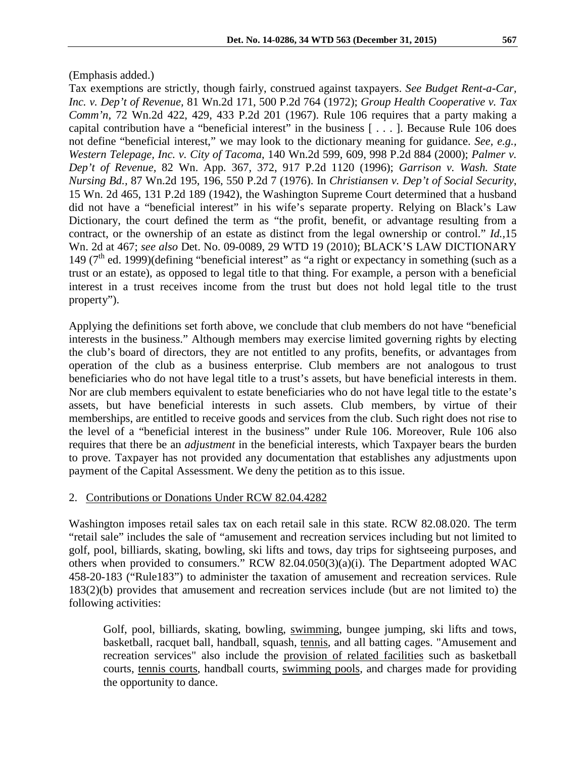(Emphasis added.)

Tax exemptions are strictly, though fairly, construed against taxpayers. *See Budget Rent-a-Car, Inc. v. Dep't of Revenue*, 81 Wn.2d 171, 500 P.2d 764 (1972); *Group Health Cooperative v. Tax Comm'n*, 72 Wn.2d 422, 429, 433 P.2d 201 (1967). Rule 106 requires that a party making a capital contribution have a "beneficial interest" in the business [ . . . ]. Because Rule 106 does not define "beneficial interest," we may look to the dictionary meaning for guidance. *See, e.g., Western Telepage, Inc. v. City of Tacoma*, 140 Wn.2d 599, 609, 998 P.2d 884 (2000); *Palmer v. Dep't of Revenue*, 82 Wn. App. 367, 372, 917 P.2d 1120 (1996); *Garrison v. Wash. State Nursing Bd.*, 87 Wn.2d 195, 196, 550 P.2d 7 (1976). In *Christiansen v. Dep't of Social Security*, 15 Wn. 2d 465, 131 P.2d 189 (1942), the Washington Supreme Court determined that a husband did not have a "beneficial interest" in his wife's separate property. Relying on Black's Law Dictionary, the court defined the term as "the profit, benefit, or advantage resulting from a contract, or the ownership of an estate as distinct from the legal ownership or control." *Id.*,15 Wn. 2d at 467; *see also* Det. No. 09-0089, 29 WTD 19 (2010); BLACK'S LAW DICTIONARY 149 (7th ed. 1999)(defining "beneficial interest" as "a right or expectancy in something (such as a trust or an estate), as opposed to legal title to that thing. For example, a person with a beneficial interest in a trust receives income from the trust but does not hold legal title to the trust property").

Applying the definitions set forth above, we conclude that club members do not have "beneficial interests in the business." Although members may exercise limited governing rights by electing the club's board of directors, they are not entitled to any profits, benefits, or advantages from operation of the club as a business enterprise. Club members are not analogous to trust beneficiaries who do not have legal title to a trust's assets, but have beneficial interests in them. Nor are club members equivalent to estate beneficiaries who do not have legal title to the estate's assets, but have beneficial interests in such assets. Club members, by virtue of their memberships, are entitled to receive goods and services from the club. Such right does not rise to the level of a "beneficial interest in the business" under Rule 106. Moreover, Rule 106 also requires that there be an *adjustment* in the beneficial interests, which Taxpayer bears the burden to prove. Taxpayer has not provided any documentation that establishes any adjustments upon payment of the Capital Assessment. We deny the petition as to this issue.

2. Contributions or Donations Under RCW 82.04.4282

Washington imposes retail sales tax on each retail sale in this state. RCW 82.08.020. The term "retail sale" includes the sale of "amusement and recreation services including but not limited to golf, pool, billiards, skating, bowling, ski lifts and tows, day trips for sightseeing purposes, and others when provided to consumers." RCW 82.04.050(3)(a)(i). The Department adopted WAC 458-20-183 ("Rule183") to administer the taxation of amusement and recreation services. Rule 183(2)(b) provides that amusement and recreation services include (but are not limited to) the following activities:

> Golf, pool, billiards, skating, bowling, swimming, bungee jumping, ski lifts and tows, basketball, racquet ball, handball, squash, tennis, and all batting cages. "Amusement and recreation services" also include the provision of related facilities such as basketball courts, tennis courts, handball courts, swimming pools, and charges made for providing the opportunity to dance.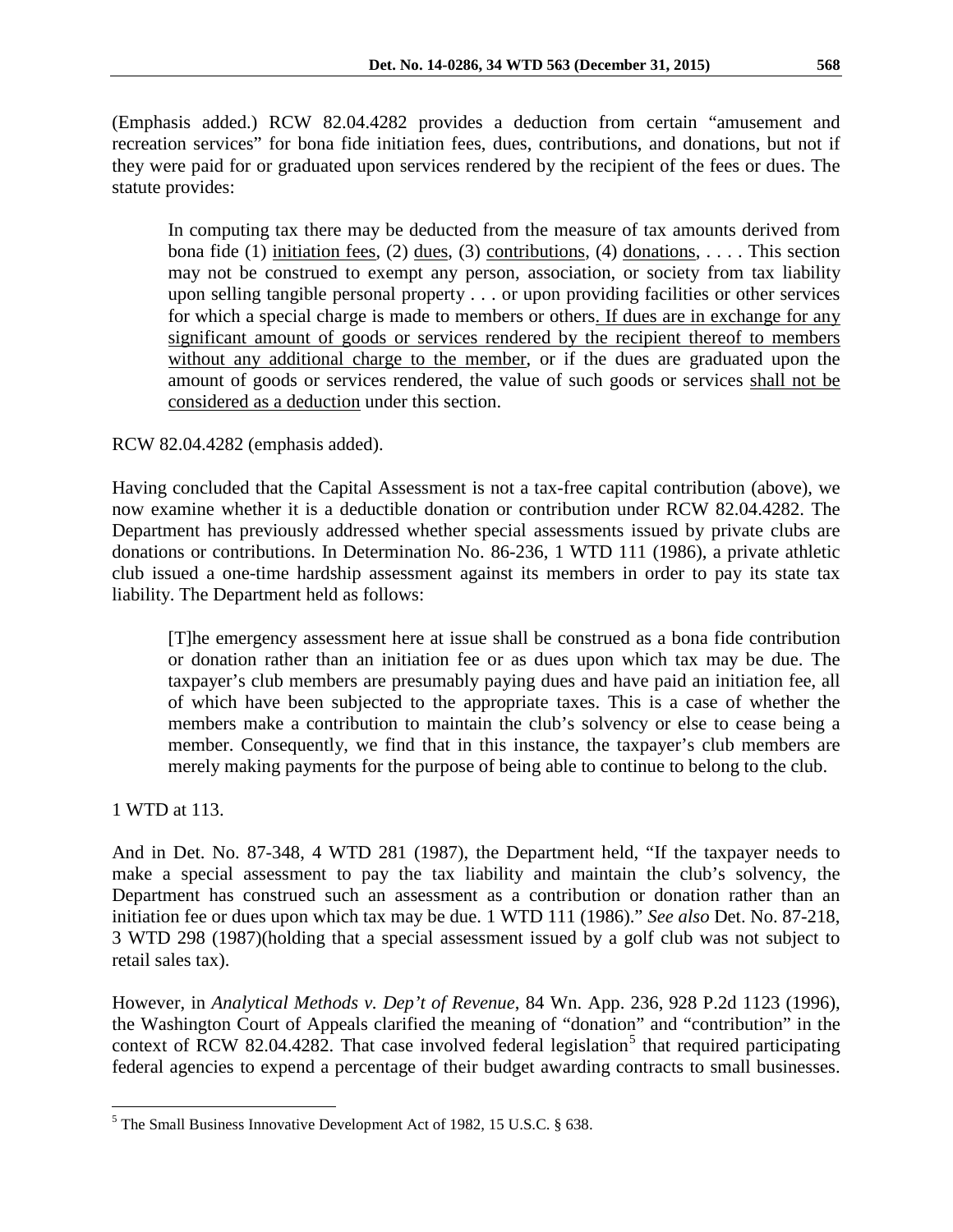(Emphasis added.) RCW 82.04.4282 provides a deduction from certain "amusement and recreation services" for bona fide initiation fees, dues, contributions, and donations, but not if they were paid for or graduated upon services rendered by the recipient of the fees or dues. The statute provides:

> In computing tax there may be deducted from the measure of tax amounts derived from bona fide (1) initiation fees, (2) dues, (3) contributions, (4) donations, . . . . This section may not be construed to exempt any person, association, or society from tax liability upon selling tangible personal property . . . or upon providing facilities or other services for which a special charge is made to members or others. If dues are in exchange for any significant amount of goods or services rendered by the recipient thereof to members without any additional charge to the member, or if the dues are graduated upon the amount of goods or services rendered, the value of such goods or services shall not be considered as a deduction under this section.

RCW 82.04.4282 (emphasis added).

Having concluded that the Capital Assessment is not a tax-free capital contribution (above), we now examine whether it is a deductible donation or contribution under RCW 82.04.4282. The Department has previously addressed whether special assessments issued by private clubs are donations or contributions. In Determination No. 86-236, 1 WTD 111 (1986), a private athletic club issued a one-time hardship assessment against its members in order to pay its state tax liability. The Department held as follows:

> [T]he emergency assessment here at issue shall be construed as a bona fide contribution or donation rather than an initiation fee or as dues upon which tax may be due. The taxpayer's club members are presumably paying dues and have paid an initiation fee, all of which have been subjected to the appropriate taxes. This is a case of whether the members make a contribution to maintain the club's solvency or else to cease being a member. Consequently, we find that in this instance, the taxpayer's club members are merely making payments for the purpose of being able to continue to belong to the club.

1 WTD at 113.

And in Det. No. 87-348, 4 WTD 281 (1987), the Department held, "If the taxpayer needs to make a special assessment to pay the tax liability and maintain the club's solvency, the Department has construed such an assessment as a contribution or donation rather than an initiation fee or dues upon which tax may be due. 1 WTD 111 (1986)." *See also* Det. No. 87-218, 3 WTD 298 (1987)(holding that a special assessment issued by a golf club was not subject to retail sales tax).

However, in *Analytical Methods v. Dep't of Revenue*, 84 Wn. App. 236, 928 P.2d 1123 (1996), the Washington Court of Appeals clarified the meaning of "donation" and "contribution" in the context of RCW 82.04.4282. That case involved federal legislation[5] that required participating federal agencies to expend a percentage of their budget awarding contracts to small businesses.

[5] The Small Business Innovative Development Act of 1982, 15 U.S.C. § 638.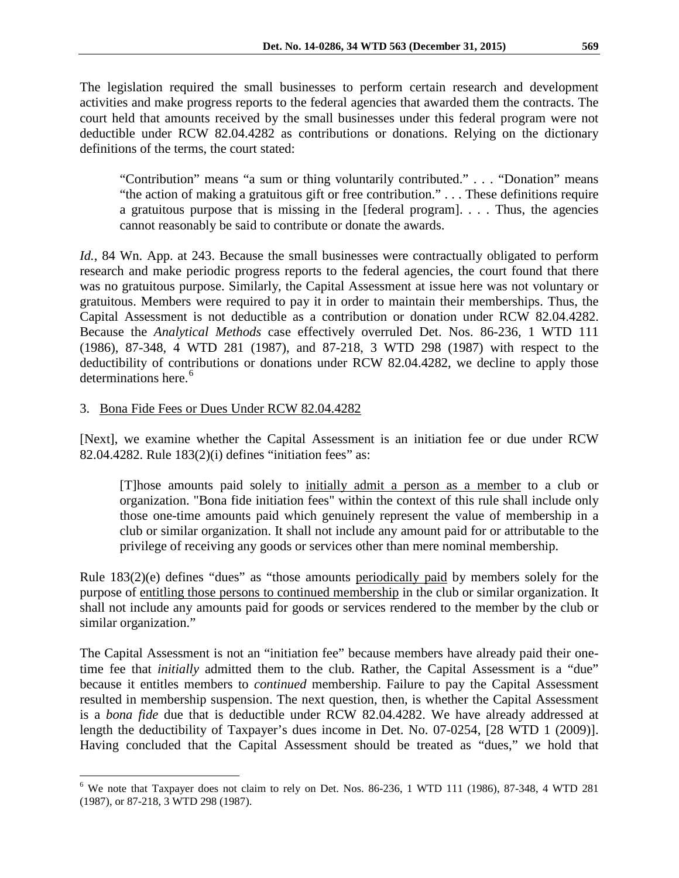The legislation required the small businesses to perform certain research and development activities and make progress reports to the federal agencies that awarded them the contracts. The court held that amounts received by the small businesses under this federal program were not deductible under RCW 82.04.4282 as contributions or donations. Relying on the dictionary definitions of the terms, the court stated:

> "Contribution" means "a sum or thing voluntarily contributed." . . . "Donation" means "the action of making a gratuitous gift or free contribution." . . . These definitions require a gratuitous purpose that is missing in the [federal program]. . . . Thus, the agencies cannot reasonably be said to contribute or donate the awards.

*Id.*, 84 Wn. App. at 243. Because the small businesses were contractually obligated to perform research and make periodic progress reports to the federal agencies, the court found that there was no gratuitous purpose. Similarly, the Capital Assessment at issue here was not voluntary or gratuitous. Members were required to pay it in order to maintain their memberships. Thus, the Capital Assessment is not deductible as a contribution or donation under RCW 82.04.4282. Because the *Analytical Methods* case effectively overruled Det. Nos. 86-236, 1 WTD 111 (1986), 87-348, 4 WTD 281 (1987), and 87-218, 3 WTD 298 (1987) with respect to the deductibility of contributions or donations under RCW 82.04.4282, we decline to apply those determinations here.[6]

3. Bona Fide Fees or Dues Under RCW 82.04.4282

[Next], we examine whether the Capital Assessment is an initiation fee or due under RCW 82.04.4282. Rule 183(2)(i) defines "initiation fees" as:

> [T]hose amounts paid solely to initially admit a person as a member to a club or organization. "Bona fide initiation fees" within the context of this rule shall include only those one-time amounts paid which genuinely represent the value of membership in a club or similar organization. It shall not include any amount paid for or attributable to the privilege of receiving any goods or services other than mere nominal membership.

Rule 183(2)(e) defines "dues" as "those amounts periodically paid by members solely for the purpose of entitling those persons to continued membership in the club or similar organization. It shall not include any amounts paid for goods or services rendered to the member by the club or similar organization."

The Capital Assessment is not an "initiation fee" because members have already paid their one-time fee that *initially* admitted them to the club. Rather, the Capital Assessment is a "due" because it entitles members to *continued* membership. Failure to pay the Capital Assessment resulted in membership suspension. The next question, then, is whether the Capital Assessment is a *bona fide* due that is deductible under RCW 82.04.4282. We have already addressed at length the deductibility of Taxpayer's dues income in Det. No. 07-0254, [28 WTD 1 (2009)]. Having concluded that the Capital Assessment should be treated as "dues," we hold that

---

[6] We note that Taxpayer does not claim to rely on Det. Nos. 86-236, 1 WTD 111 (1986), 87-348, 4 WTD 281 (1987), or 87-218, 3 WTD 298 (1987).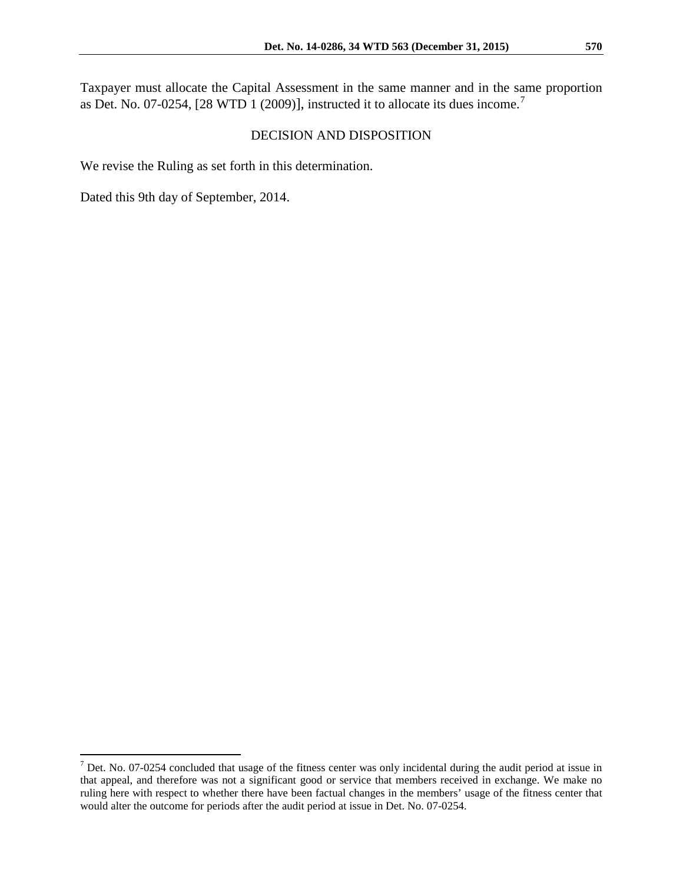Taxpayer must allocate the Capital Assessment in the same manner and in the same proportion as Det. No. 07-0254, [28 WTD 1 (2009)], instructed it to allocate its dues income.[7]

DECISION AND DISPOSITION

We revise the Ruling as set forth in this determination.

Dated this 9th day of September, 2014.

---

[7] Det. No. 07-0254 concluded that usage of the fitness center was only incidental during the audit period at issue in that appeal, and therefore was not a significant good or service that members received in exchange. We make no ruling here with respect to whether there have been factual changes in the members' usage of the fitness center that would alter the outcome for periods after the audit period at issue in Det. No. 07-0254.